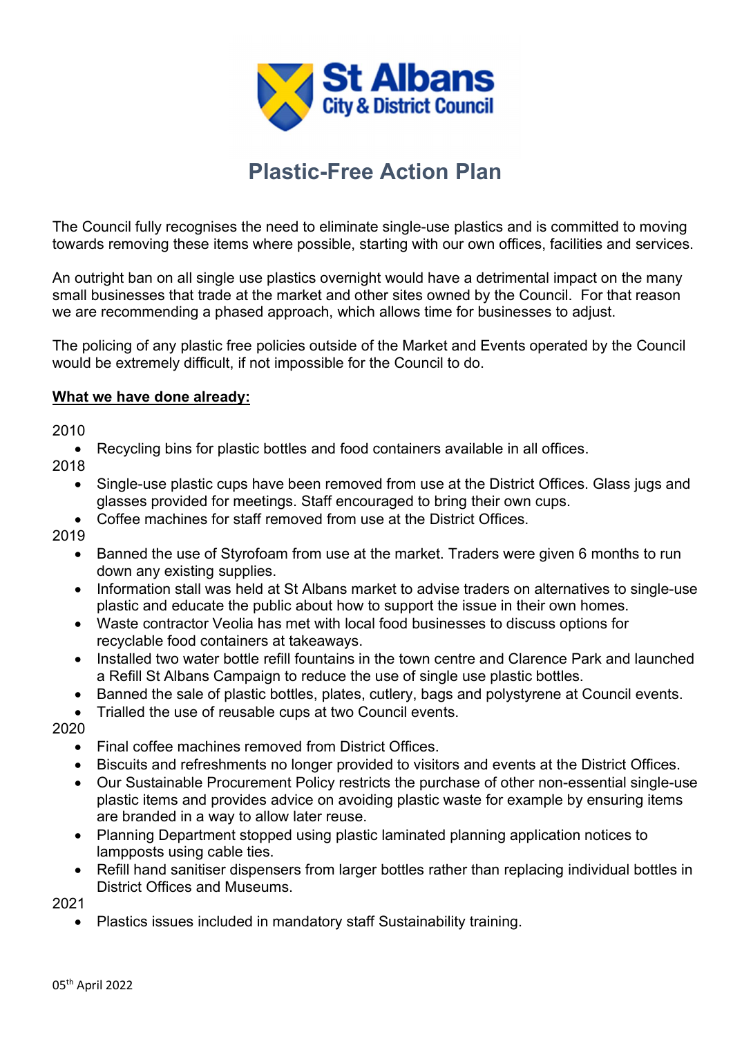St Albans City & District Council

# Plastic-Free Action Plan

The Council fully recognises the need to eliminate single-use plastics and is committed to moving towards removing these items where possible, starting with our own offices, facilities and services.

An outright ban on all single use plastics overnight would have a detrimental impact on the many small businesses that trade at the market and other sites owned by the Council. For that reason we are recommending a phased approach, which allows time for businesses to adjust.

The policing of any plastic free policies outside of the Market and Events operated by the Council would be extremely difficult, if not impossible for the Council to do.

**<u>What we have done already:</u>**

2010

- Recycling bins for plastic bottles and food containers available in all offices.

2018

- Single-use plastic cups have been removed from use at the District Offices. Glass jugs and glasses provided for meetings. Staff encouraged to bring their own cups.
- Coffee machines for staff removed from use at the District Offices.

2019

- Banned the use of Styrofoam from use at the market. Traders were given 6 months to run down any existing supplies.
- Information stall was held at St Albans market to advise traders on alternatives to single-use plastic and educate the public about how to support the issue in their own homes.
- Waste contractor Veolia has met with local food businesses to discuss options for recyclable food containers at takeaways.
- Installed two water bottle refill fountains in the town centre and Clarence Park and launched a Refill St Albans Campaign to reduce the use of single use plastic bottles.
- Banned the sale of plastic bottles, plates, cutlery, bags and polystyrene at Council events.
- Trialled the use of reusable cups at two Council events.

2020

- Final coffee machines removed from District Offices.
- Biscuits and refreshments no longer provided to visitors and events at the District Offices.
- Our Sustainable Procurement Policy restricts the purchase of other non-essential single-use plastic items and provides advice on avoiding plastic waste for example by ensuring items are branded in a way to allow later reuse.
- Planning Department stopped using plastic laminated planning application notices to lampposts using cable ties.
- Refill hand sanitiser dispensers from larger bottles rather than replacing individual bottles in District Offices and Museums.

2021

- Plastics issues included in mandatory staff Sustainability training.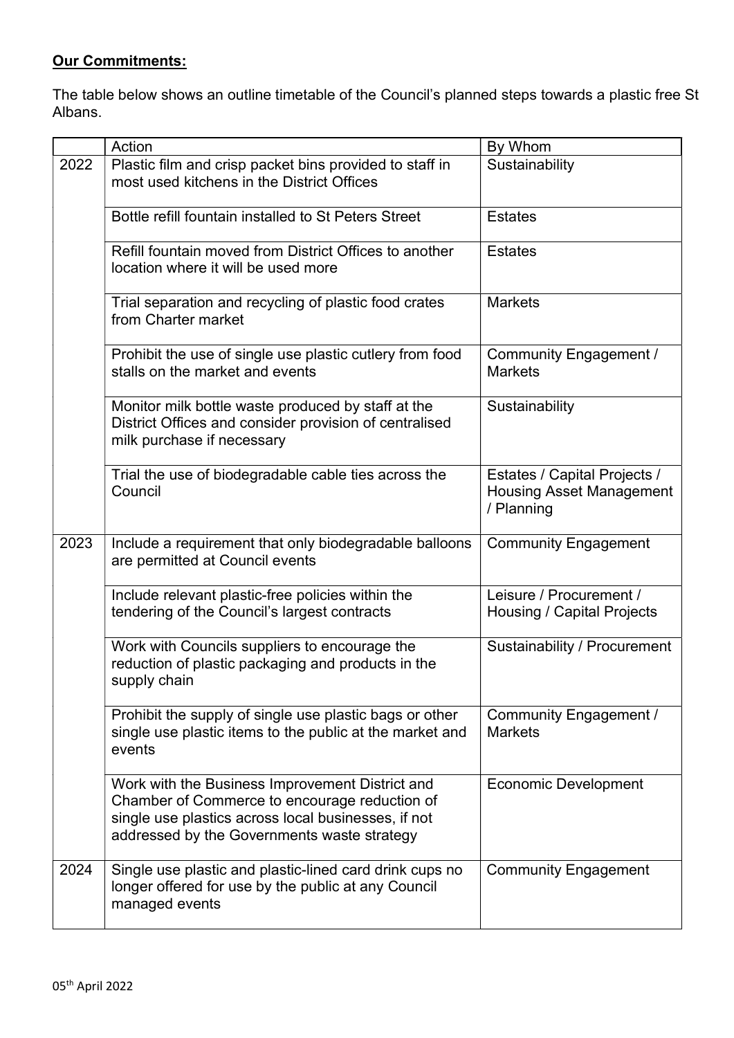**Our Commitments:**

The table below shows an outline timetable of the Council's planned steps towards a plastic free St Albans.

| | Action | By Whom |
|---|---|---|
| 2022 | Plastic film and crisp packet bins provided to staff in most used kitchens in the District Offices | Sustainability |
| | Bottle refill fountain installed to St Peters Street | Estates |
| | Refill fountain moved from District Offices to another location where it will be used more | Estates |
| | Trial separation and recycling of plastic food crates from Charter market | Markets |
| | Prohibit the use of single use plastic cutlery from food stalls on the market and events | Community Engagement / Markets |
| | Monitor milk bottle waste produced by staff at the District Offices and consider provision of centralised milk purchase if necessary | Sustainability |
| | Trial the use of biodegradable cable ties across the Council | Estates / Capital Projects / Housing Asset Management / Planning |
| 2023 | Include a requirement that only biodegradable balloons are permitted at Council events | Community Engagement |
| | Include relevant plastic-free policies within the tendering of the Council's largest contracts | Leisure / Procurement / Housing / Capital Projects |
| | Work with Councils suppliers to encourage the reduction of plastic packaging and products in the supply chain | Sustainability / Procurement |
| | Prohibit the supply of single use plastic bags or other single use plastic items to the public at the market and events | Community Engagement / Markets |
| | Work with the Business Improvement District and Chamber of Commerce to encourage reduction of single use plastics across local businesses, if not addressed by the Governments waste strategy | Economic Development |
| 2024 | Single use plastic and plastic-lined card drink cups no longer offered for use by the public at any Council managed events | Community Engagement |

05th April 2022